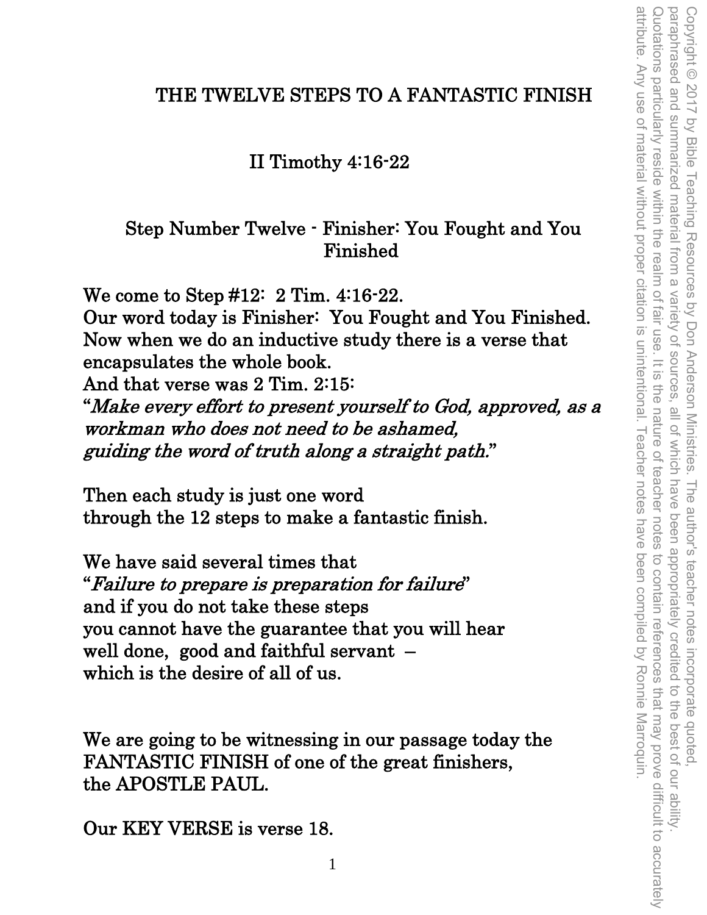# THE TWELVE STEPS TO A FANTASTIC FINISH

## II Timothy 4:16-22

### Step Number Twelve - Finisher: You Fought and You Finished

We come to Step #12: 2 Tim. 4:16-22.
Our word today is Finisher: You Fought and You Finished.
Now when we do an inductive study there is a verse that encapsulates the whole book.
And that verse was 2 Tim. 2:15:
"*Make every effort to present yourself to God, approved, as a workman who does not need to be ashamed,*
*guiding the word of truth along a straight path.*"

Then each study is just one word
through the 12 steps to make a fantastic finish.

We have said several times that
"*Failure to prepare is preparation for failure*"
and if you do not take these steps
you cannot have the guarantee that you will hear
well done, good and faithful servant –
which is the desire of all of us.

We are going to be witnessing in our passage today the FANTASTIC FINISH of one of the great finishers,
the APOSTLE PAUL.

Our KEY VERSE is verse 18.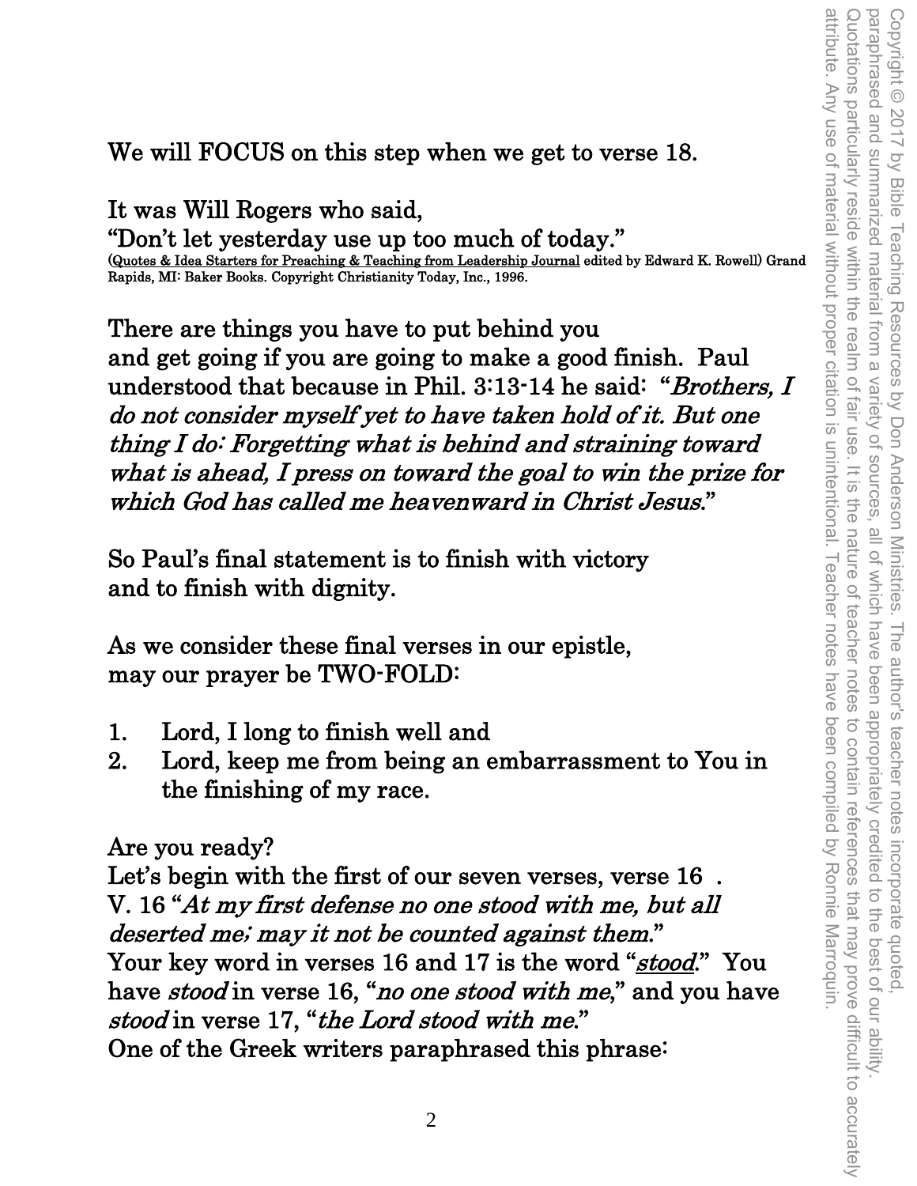We will FOCUS on this step when we get to verse 18.

It was Will Rogers who said,
"Don't let yesterday use up too much of today."
(Quotes & Idea Starters for Preaching & Teaching from Leadership Journal edited by Edward K. Rowell) Grand Rapids, MI: Baker Books. Copyright Christianity Today, Inc., 1996.

There are things you have to put behind you and get going if you are going to make a good finish. Paul understood that because in Phil. 3:13-14 he said: "*Brothers, I do not consider myself yet to have taken hold of it. But one thing I do: Forgetting what is behind and straining toward what is ahead, I press on toward the goal to win the prize for which God has called me heavenward in Christ Jesus*."

So Paul's final statement is to finish with victory and to finish with dignity.

As we consider these final verses in our epistle, may our prayer be TWO-FOLD:

1. Lord, I long to finish well and
2. Lord, keep me from being an embarrassment to You in the finishing of my race.

Are you ready?
Let's begin with the first of our seven verses, verse 16 .
V. 16 "*At my first defense no one stood with me, but all deserted me; may it not be counted against them*."
Your key word in verses 16 and 17 is the word "*stood*." You have *stood* in verse 16, "*no one stood with me*," and you have *stood* in verse 17, "*the Lord stood with me*."
One of the Greek writers paraphrased this phrase: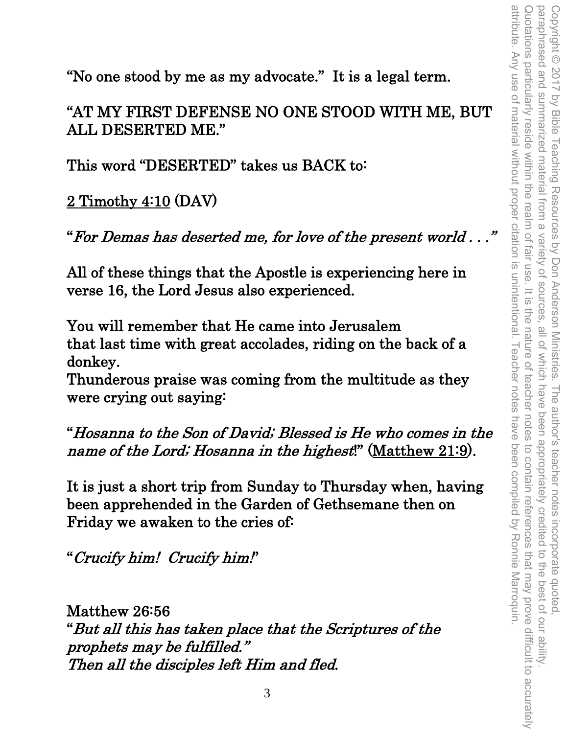"No one stood by me as my advocate." It is a legal term.

"AT MY FIRST DEFENSE NO ONE STOOD WITH ME, BUT ALL DESERTED ME."

This word "DESERTED" takes us BACK to:

2 Timothy 4:10 (DAV)

"*For Demas has deserted me, for love of the present world . . .*"

All of these things that the Apostle is experiencing here in verse 16, the Lord Jesus also experienced.

You will remember that He came into Jerusalem
that last time with great accolades, riding on the back of a donkey.
Thunderous praise was coming from the multitude as they were crying out saying:

"*Hosanna to the Son of David; Blessed is He who comes in the name of the Lord; Hosanna in the highest*!" (Matthew 21:9).

It is just a short trip from Sunday to Thursday when, having been apprehended in the Garden of Gethsemane then on Friday we awaken to the cries of:

"*Crucify him! Crucify him!*"

Matthew 26:56
"*But all this has taken place that the Scriptures of the prophets may be fulfilled."*
*Then all the disciples left Him and fled.*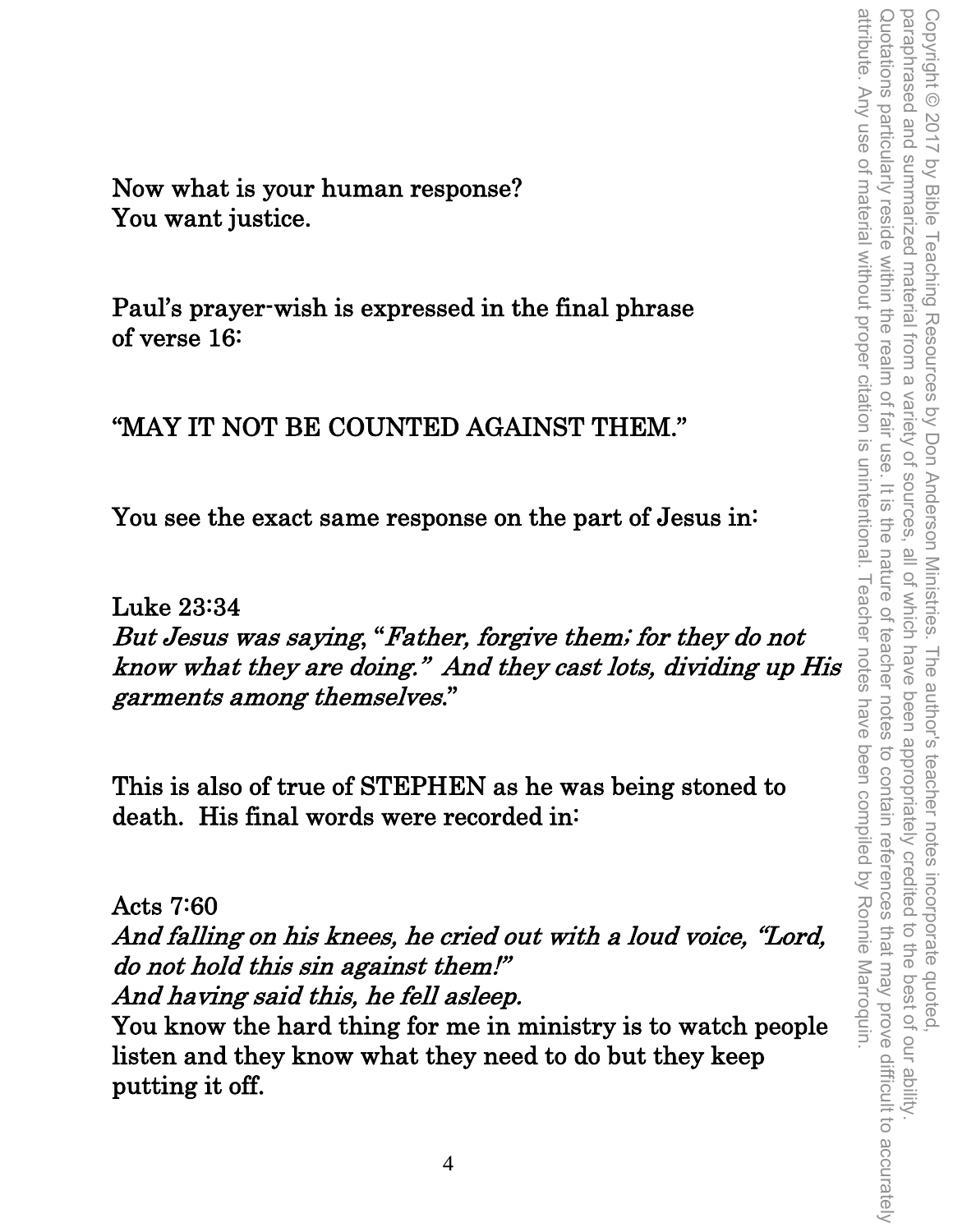Now what is your human response?
You want justice.

Paul's prayer-wish is expressed in the final phrase of verse 16:

"MAY IT NOT BE COUNTED AGAINST THEM."

You see the exact same response on the part of Jesus in:

Luke 23:34
*But Jesus was saying, "Father, forgive them; for they do not know what they are doing." And they cast lots, dividing up His garments among themselves."*

This is also of true of STEPHEN as he was being stoned to death. His final words were recorded in:

Acts 7:60
*And falling on his knees, he cried out with a loud voice, "Lord, do not hold this sin against them!"*
*And having said this, he fell asleep.*
You know the hard thing for me in ministry is to watch people listen and they know what they need to do but they keep putting it off.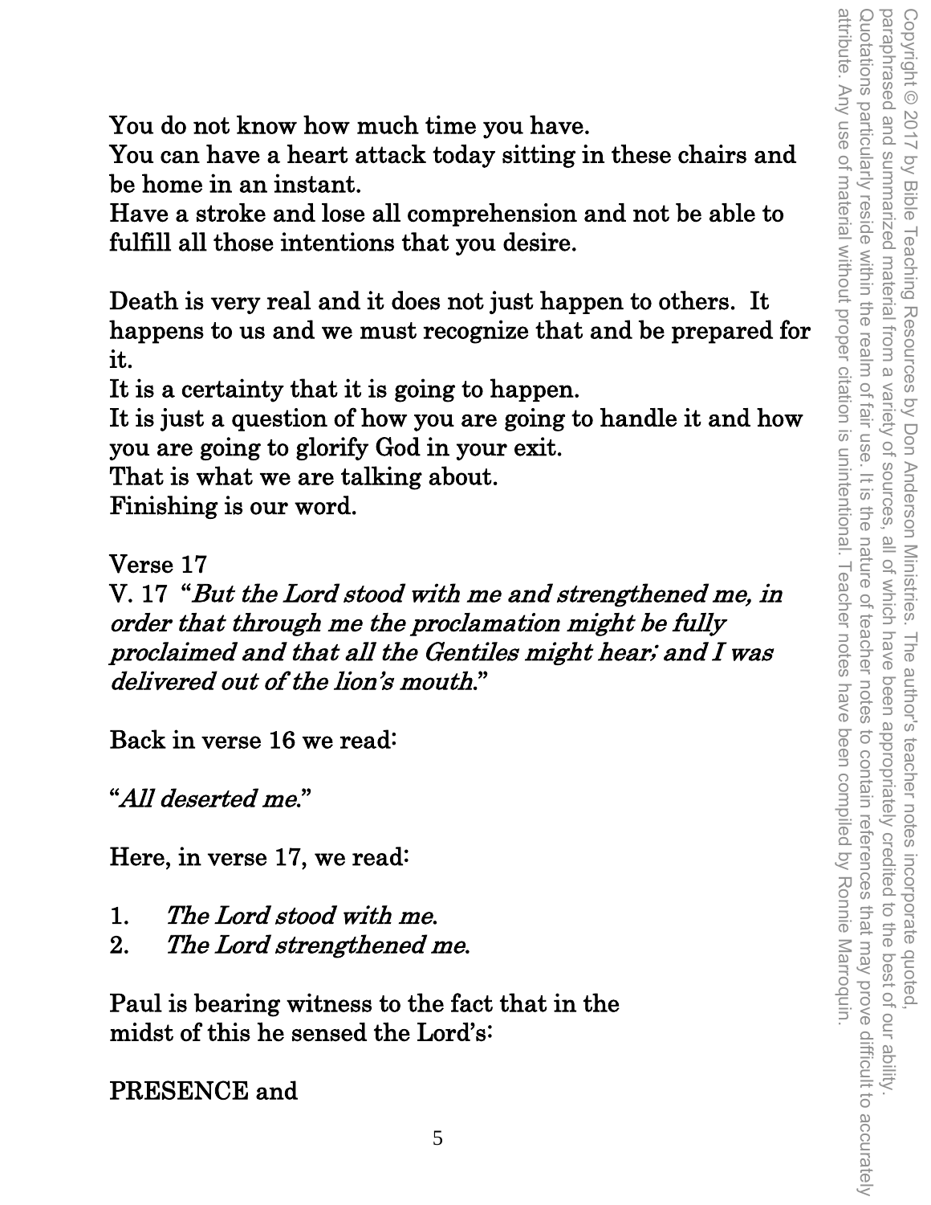You do not know how much time you have.
You can have a heart attack today sitting in these chairs and be home in an instant.
Have a stroke and lose all comprehension and not be able to fulfill all those intentions that you desire.

Death is very real and it does not just happen to others. It happens to us and we must recognize that and be prepared for it.
It is a certainty that it is going to happen.
It is just a question of how you are going to handle it and how you are going to glorify God in your exit.
That is what we are talking about.
Finishing is our word.

Verse 17
V. 17 "*But the Lord stood with me and strengthened me, in order that through me the proclamation might be fully proclaimed and that all the Gentiles might hear; and I was delivered out of the lion's mouth.*"

Back in verse 16 we read:

"*All deserted me.*"

Here, in verse 17, we read:

1. *The Lord stood with me.*
2. *The Lord strengthened me.*

Paul is bearing witness to the fact that in the midst of this he sensed the Lord's:

PRESENCE and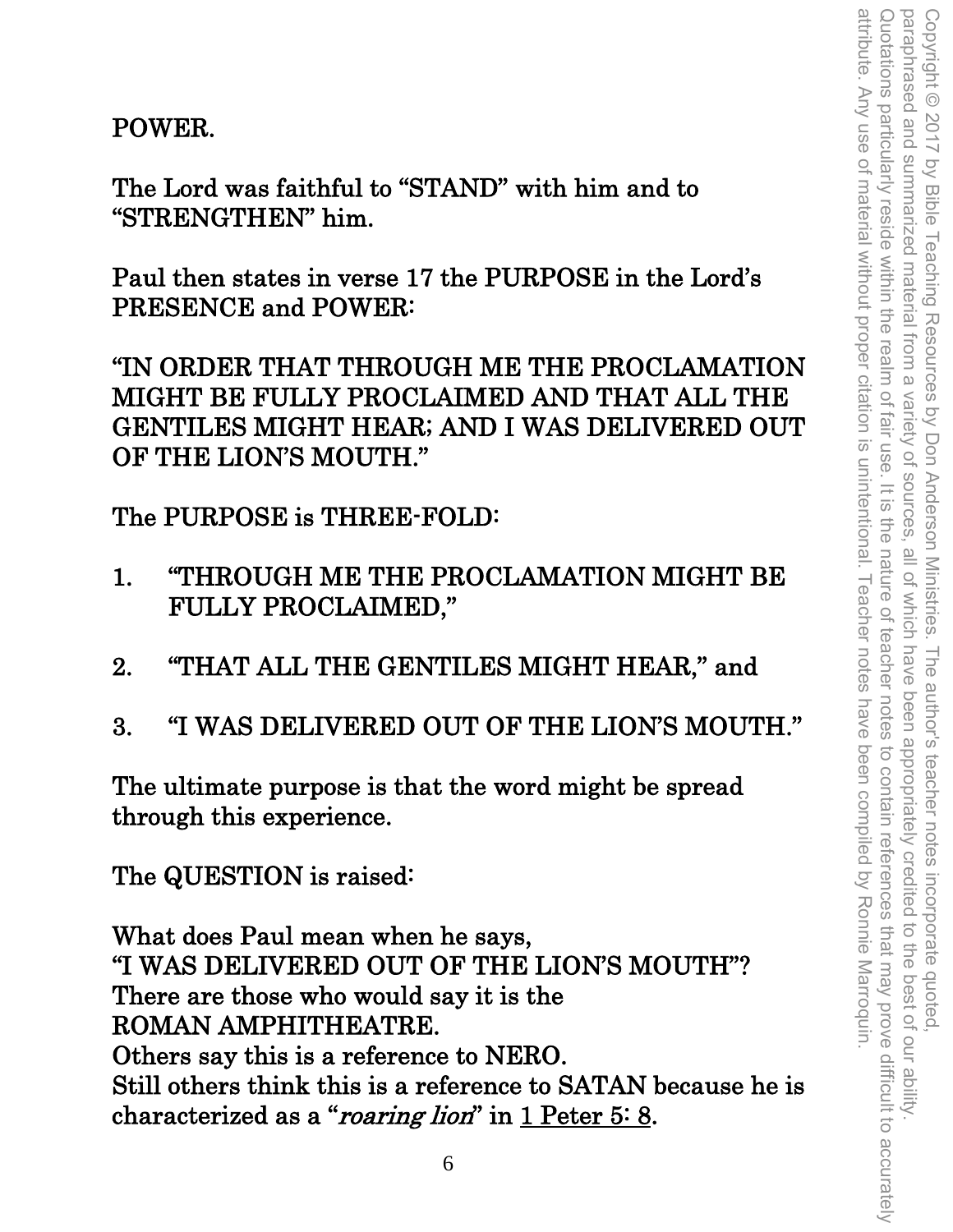POWER.

The Lord was faithful to "STAND" with him and to "STRENGTHEN" him.

Paul then states in verse 17 the PURPOSE in the Lord's PRESENCE and POWER:

"IN ORDER THAT THROUGH ME THE PROCLAMATION MIGHT BE FULLY PROCLAIMED AND THAT ALL THE GENTILES MIGHT HEAR; AND I WAS DELIVERED OUT OF THE LION'S MOUTH."

The PURPOSE is THREE-FOLD:

1. "THROUGH ME THE PROCLAMATION MIGHT BE FULLY PROCLAIMED,"

2. "THAT ALL THE GENTILES MIGHT HEAR," and

3. "I WAS DELIVERED OUT OF THE LION'S MOUTH."

The ultimate purpose is that the word might be spread through this experience.

The QUESTION is raised:

What does Paul mean when he says,
"I WAS DELIVERED OUT OF THE LION'S MOUTH"?
There are those who would say it is the
ROMAN AMPHITHEATRE.
Others say this is a reference to NERO.
Still others think this is a reference to SATAN because he is characterized as a "*roaring lion*" in 1 Peter 5: 8.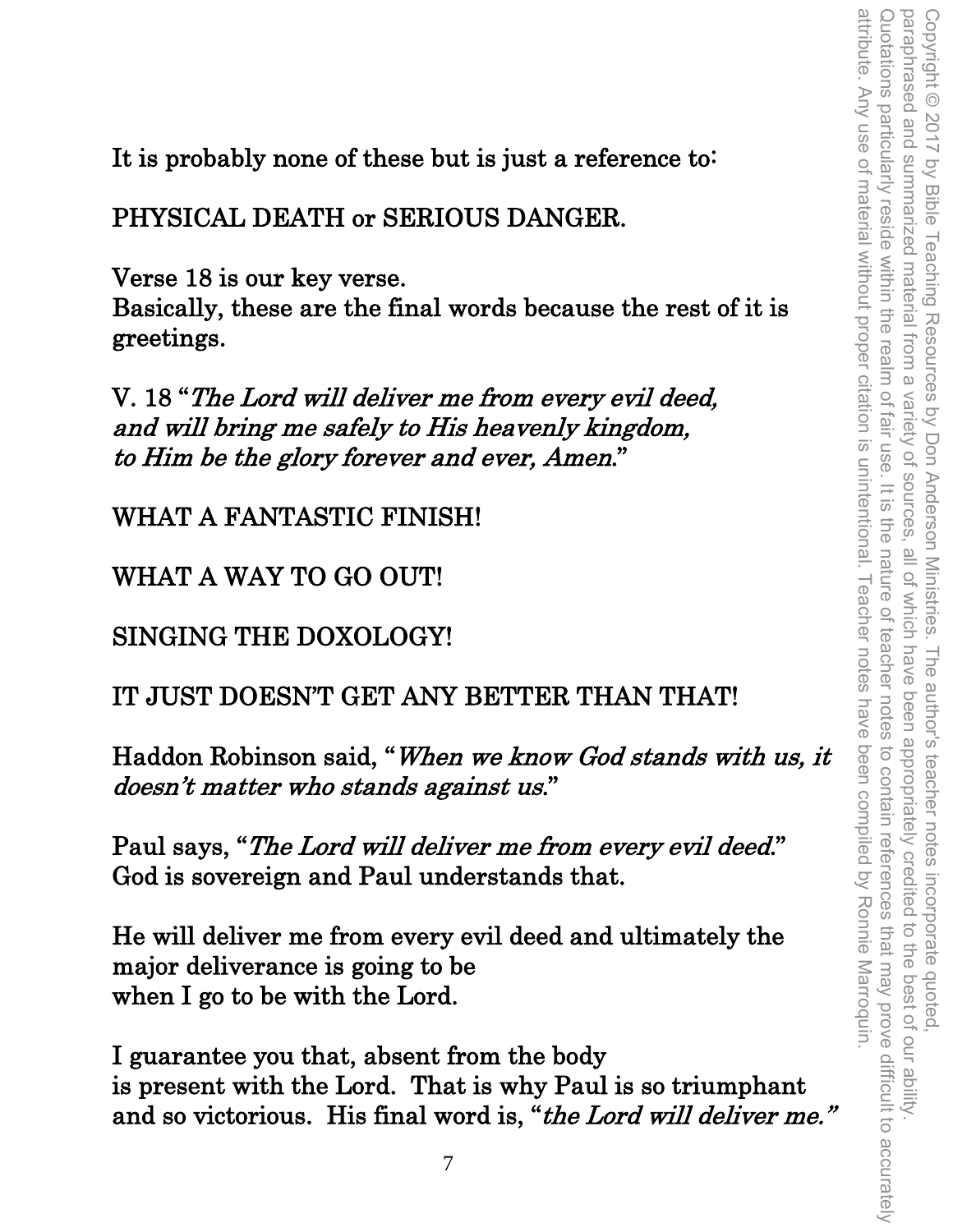It is probably none of these but is just a reference to:

PHYSICAL DEATH or SERIOUS DANGER.

Verse 18 is our key verse.
Basically, these are the final words because the rest of it is greetings.

V. 18 "*The Lord will deliver me from every evil deed, and will bring me safely to His heavenly kingdom, to Him be the glory forever and ever, Amen*."

WHAT A FANTASTIC FINISH!

WHAT A WAY TO GO OUT!

SINGING THE DOXOLOGY!

IT JUST DOESN'T GET ANY BETTER THAN THAT!

Haddon Robinson said, "*When we know God stands with us, it doesn't matter who stands against us*."

Paul says, "*The Lord will deliver me from every evil deed*."
God is sovereign and Paul understands that.

He will deliver me from every evil deed and ultimately the major deliverance is going to be
when I go to be with the Lord.

I guarantee you that, absent from the body
is present with the Lord. That is why Paul is so triumphant and so victorious. His final word is, "*the Lord will deliver me.*"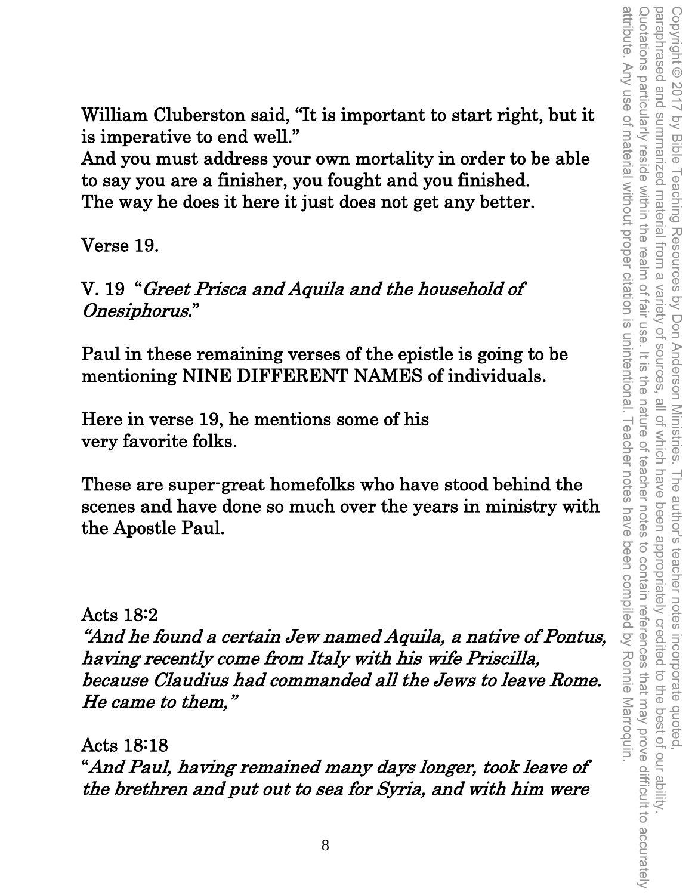William Cluberston said, "It is important to start right, but it is imperative to end well."
And you must address your own mortality in order to be able to say you are a finisher, you fought and you finished.
The way he does it here it just does not get any better.

Verse 19.

V. 19 "*Greet Prisca and Aquila and the household of Onesiphorus.*"

Paul in these remaining verses of the epistle is going to be mentioning NINE DIFFERENT NAMES of individuals.

Here in verse 19, he mentions some of his very favorite folks.

These are super-great homefolks who have stood behind the scenes and have done so much over the years in ministry with the Apostle Paul.

Acts 18:2
*"And he found a certain Jew named Aquila, a native of Pontus, having recently come from Italy with his wife Priscilla, because Claudius had commanded all the Jews to leave Rome. He came to them,"*

Acts 18:18
"*And Paul, having remained many days longer, took leave of the brethren and put out to sea for Syria, and with him were*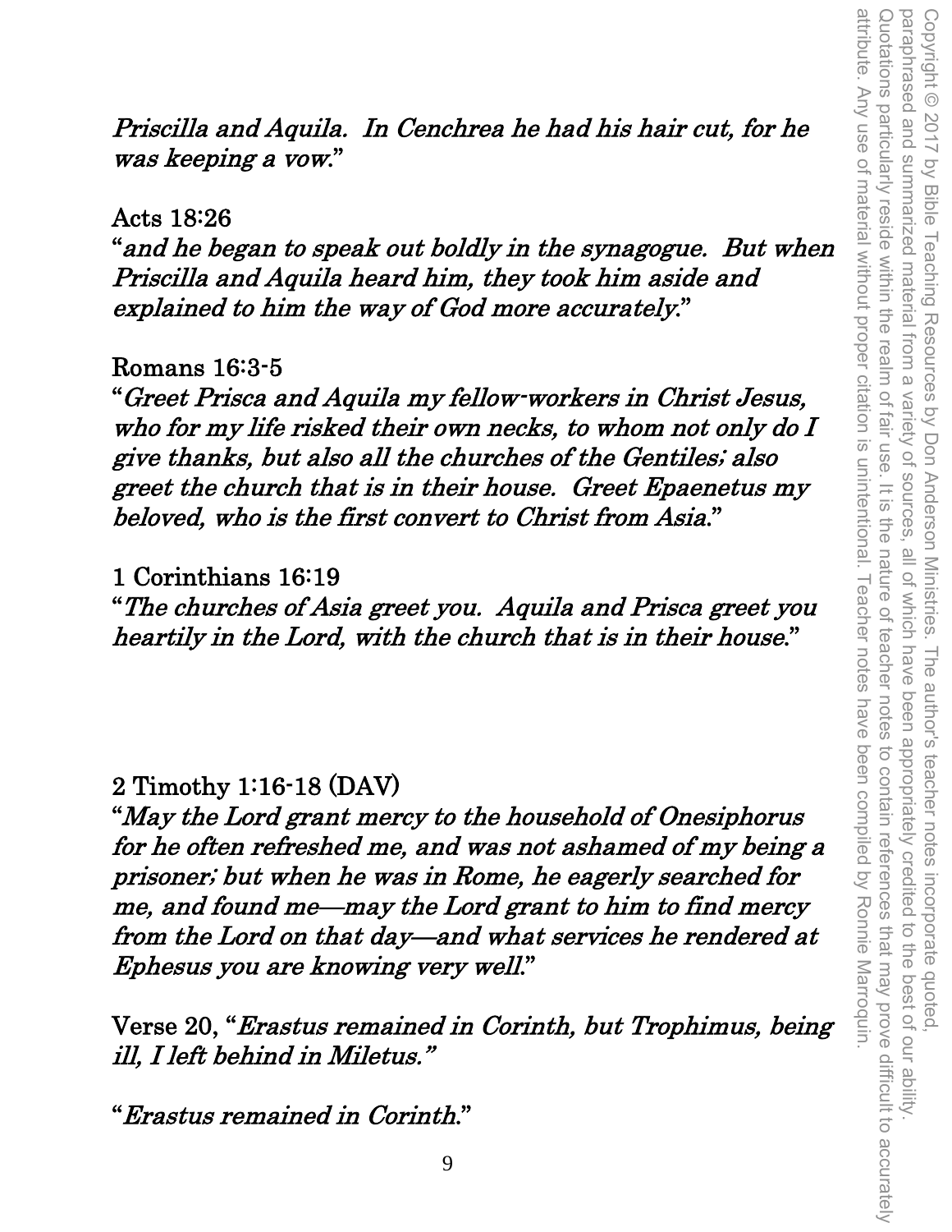*Priscilla and Aquila. In Cenchrea he had his hair cut, for he was keeping a vow.*"

Acts 18:26

"*and he began to speak out boldly in the synagogue. But when Priscilla and Aquila heard him, they took him aside and explained to him the way of God more accurately.*"

Romans 16:3-5

"*Greet Prisca and Aquila my fellow-workers in Christ Jesus, who for my life risked their own necks, to whom not only do I give thanks, but also all the churches of the Gentiles; also greet the church that is in their house. Greet Epaenetus my beloved, who is the first convert to Christ from Asia.*"

1 Corinthians 16:19

"*The churches of Asia greet you. Aquila and Prisca greet you heartily in the Lord, with the church that is in their house.*"

2 Timothy 1:16-18 (DAV)

"*May the Lord grant mercy to the household of Onesiphorus for he often refreshed me, and was not ashamed of my being a prisoner; but when he was in Rome, he eagerly searched for me, and found me—may the Lord grant to him to find mercy from the Lord on that day—and what services he rendered at Ephesus you are knowing very well.*"

Verse 20, "*Erastus remained in Corinth, but Trophimus, being ill, I left behind in Miletus.*"

"*Erastus remained in Corinth.*"

Copyright © 2017 by Bible Teaching Resources by Don Anderson Ministries. The author's teacher notes incorporate quoted, paraphrased and summarized material from a variety of sources, all of which have been appropriately credited to the best of our ability. Quotations particularly reside within the realm of fair use. It is the nature of teacher notes to contain references that may prove difficult to accurately attribute. Any use of material without proper citation is unintentional. Teacher notes have been compiled by Ronnie Marroquin.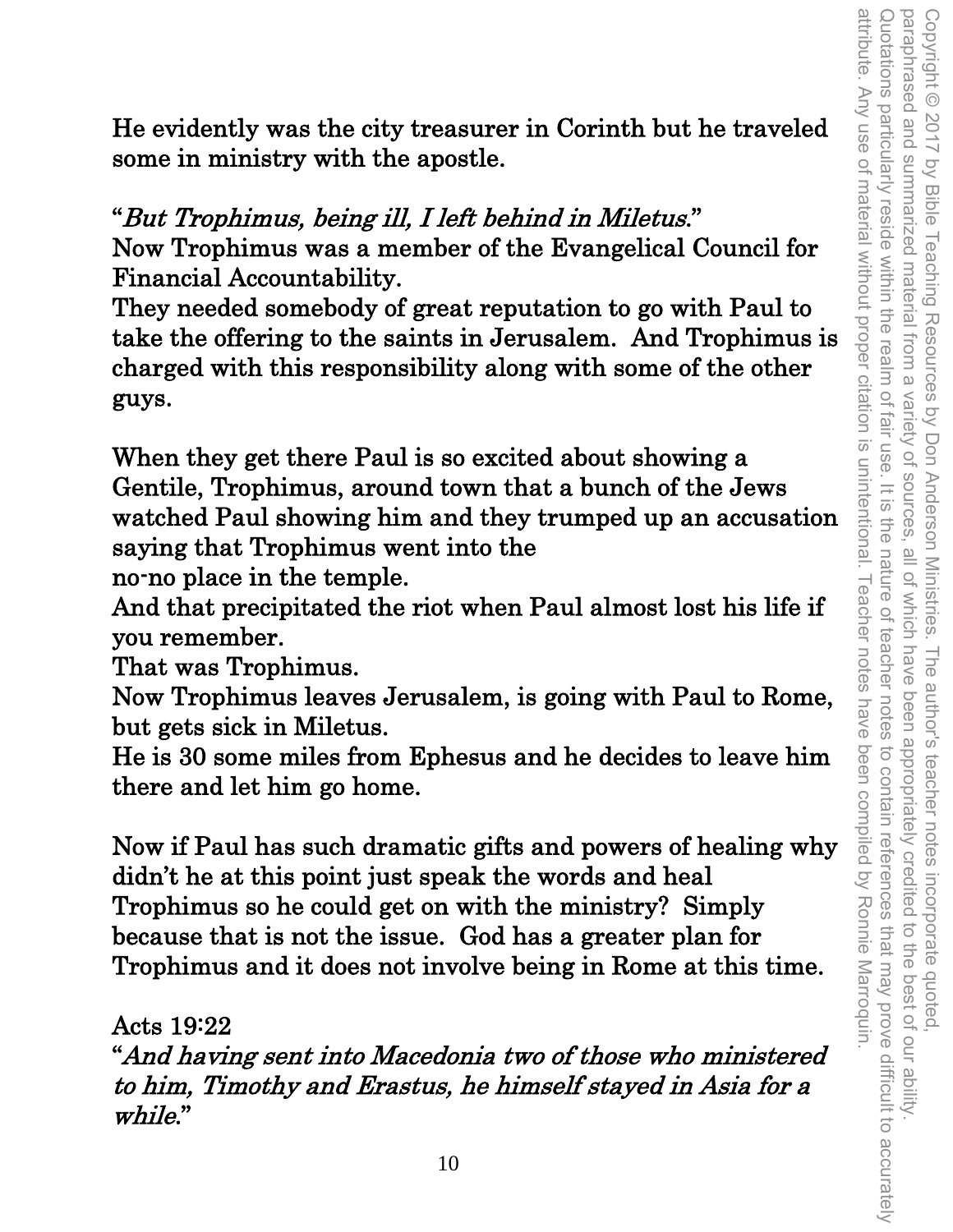He evidently was the city treasurer in Corinth but he traveled some in ministry with the apostle.

"*But Trophimus, being ill, I left behind in Miletus.*"
Now Trophimus was a member of the Evangelical Council for Financial Accountability.
They needed somebody of great reputation to go with Paul to take the offering to the saints in Jerusalem. And Trophimus is charged with this responsibility along with some of the other guys.

When they get there Paul is so excited about showing a Gentile, Trophimus, around town that a bunch of the Jews watched Paul showing him and they trumped up an accusation saying that Trophimus went into the no-no place in the temple.
And that precipitated the riot when Paul almost lost his life if you remember.
That was Trophimus.
Now Trophimus leaves Jerusalem, is going with Paul to Rome, but gets sick in Miletus.
He is 30 some miles from Ephesus and he decides to leave him there and let him go home.

Now if Paul has such dramatic gifts and powers of healing why didn't he at this point just speak the words and heal Trophimus so he could get on with the ministry? Simply because that is not the issue. God has a greater plan for Trophimus and it does not involve being in Rome at this time.

Acts 19:22
"*And having sent into Macedonia two of those who ministered to him, Timothy and Erastus, he himself stayed in Asia for a while.*"

Copyright © 2017 by Bible Teaching Resources by Don Anderson Ministries. The author's teacher notes incorporate quoted, paraphrased and summarized material from a variety of sources, all of which have been appropriately credited to the best of our ability. Quotations particularly reside within the realm of fair use. It is the nature of teacher notes to contain references that may prove difficult to accurately attribute. Any use of material without proper citation is unintentional. Teacher notes have been compiled by Ronnie Marroquin.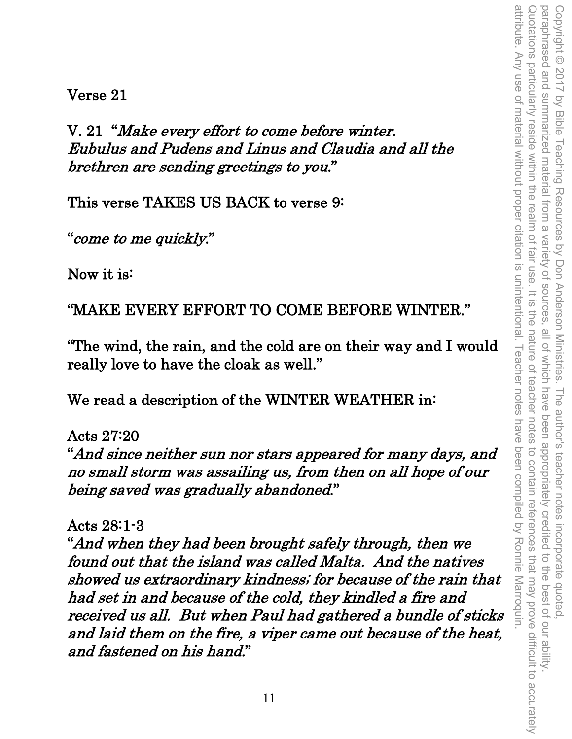Verse 21

V. 21 "*Make every effort to come before winter. Eubulus and Pudens and Linus and Claudia and all the brethren are sending greetings to you.*"

This verse TAKES US BACK to verse 9:

"*come to me quickly.*"

Now it is:

"MAKE EVERY EFFORT TO COME BEFORE WINTER."

"The wind, the rain, and the cold are on their way and I would really love to have the cloak as well."

We read a description of the WINTER WEATHER in:

Acts 27:20
"*And since neither sun nor stars appeared for many days, and no small storm was assailing us, from then on all hope of our being saved was gradually abandoned.*"

Acts 28:1-3
"*And when they had been brought safely through, then we found out that the island was called Malta. And the natives showed us extraordinary kindness; for because of the rain that had set in and because of the cold, they kindled a fire and received us all. But when Paul had gathered a bundle of sticks and laid them on the fire, a viper came out because of the heat, and fastened on his hand.*"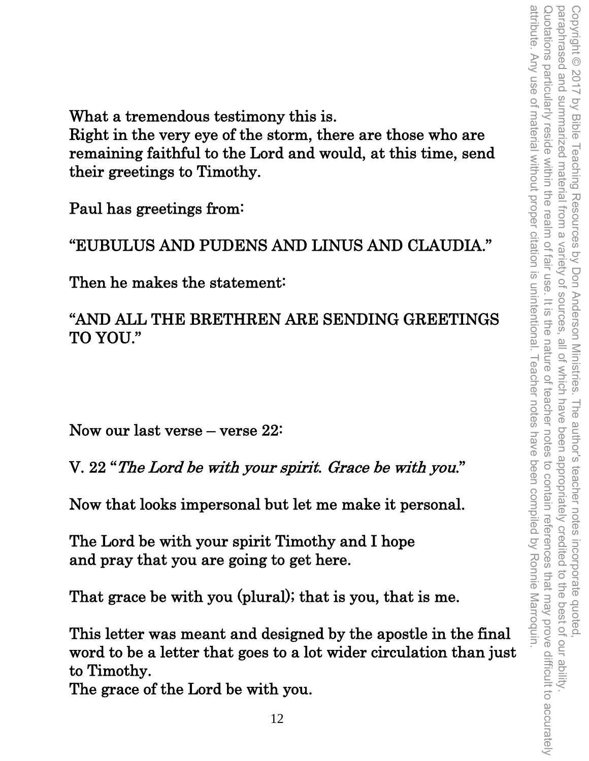What a tremendous testimony this is.
Right in the very eye of the storm, there are those who are remaining faithful to the Lord and would, at this time, send their greetings to Timothy.

Paul has greetings from:

"EUBULUS AND PUDENS AND LINUS AND CLAUDIA."

Then he makes the statement:

"AND ALL THE BRETHREN ARE SENDING GREETINGS TO YOU."

Now our last verse – verse 22:

V. 22 "*The Lord be with your spirit. Grace be with you.*"

Now that looks impersonal but let me make it personal.

The Lord be with your spirit Timothy and I hope and pray that you are going to get here.

That grace be with you (plural); that is you, that is me.

This letter was meant and designed by the apostle in the final word to be a letter that goes to a lot wider circulation than just to Timothy.
The grace of the Lord be with you.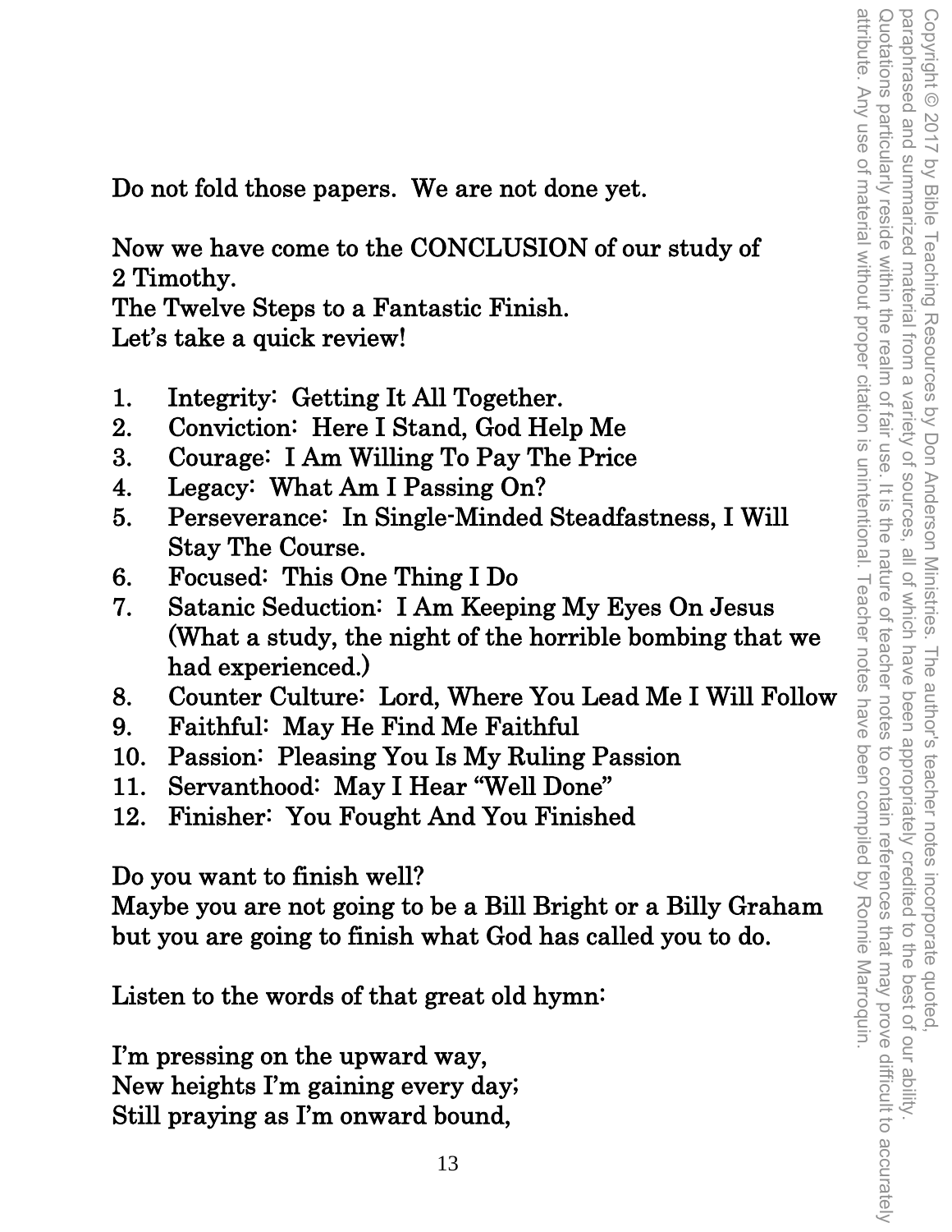Do not fold those papers. We are not done yet.

Now we have come to the CONCLUSION of our study of 2 Timothy.
The Twelve Steps to a Fantastic Finish.
Let's take a quick review!

1. Integrity: Getting It All Together.
2. Conviction: Here I Stand, God Help Me
3. Courage: I Am Willing To Pay The Price
4. Legacy: What Am I Passing On?
5. Perseverance: In Single-Minded Steadfastness, I Will Stay The Course.
6. Focused: This One Thing I Do
7. Satanic Seduction: I Am Keeping My Eyes On Jesus (What a study, the night of the horrible bombing that we had experienced.)
8. Counter Culture: Lord, Where You Lead Me I Will Follow
9. Faithful: May He Find Me Faithful
10. Passion: Pleasing You Is My Ruling Passion
11. Servanthood: May I Hear "Well Done"
12. Finisher: You Fought And You Finished

Do you want to finish well?
Maybe you are not going to be a Bill Bright or a Billy Graham but you are going to finish what God has called you to do.

Listen to the words of that great old hymn:

I'm pressing on the upward way,
New heights I'm gaining every day;
Still praying as I'm onward bound,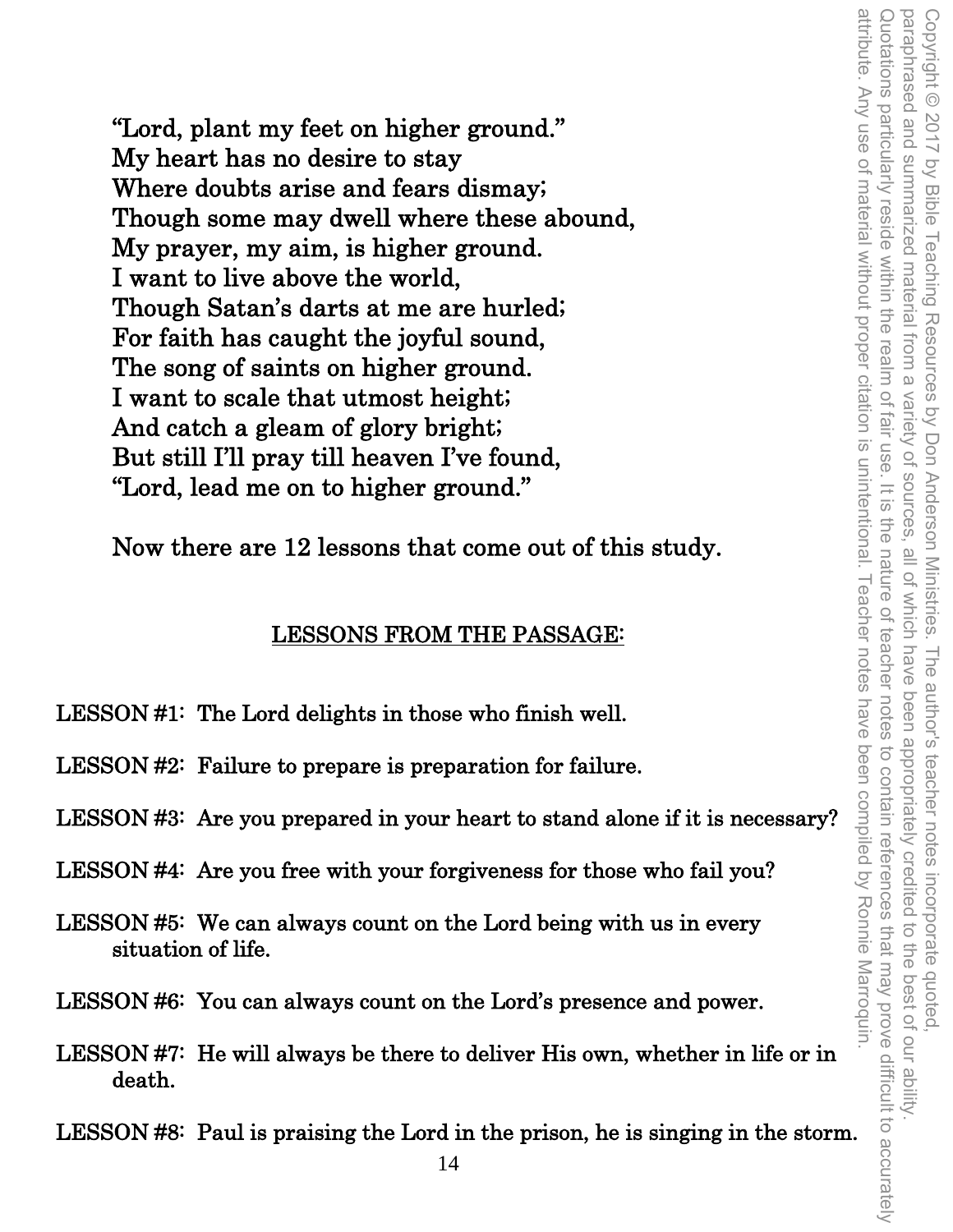"Lord, plant my feet on higher ground."
My heart has no desire to stay
Where doubts arise and fears dismay;
Though some may dwell where these abound,
My prayer, my aim, is higher ground.
I want to live above the world,
Though Satan's darts at me are hurled;
For faith has caught the joyful sound,
The song of saints on higher ground.
I want to scale that utmost height;
And catch a gleam of glory bright;
But still I'll pray till heaven I've found,
"Lord, lead me on to higher ground."

Now there are 12 lessons that come out of this study.

## LESSONS FROM THE PASSAGE:

LESSON #1: The Lord delights in those who finish well.

LESSON #2: Failure to prepare is preparation for failure.

LESSON #3: Are you prepared in your heart to stand alone if it is necessary?

LESSON #4: Are you free with your forgiveness for those who fail you?

LESSON #5: We can always count on the Lord being with us in every situation of life.

LESSON #6: You can always count on the Lord's presence and power.

LESSON #7: He will always be there to deliver His own, whether in life or in death.

LESSON #8: Paul is praising the Lord in the prison, he is singing in the storm.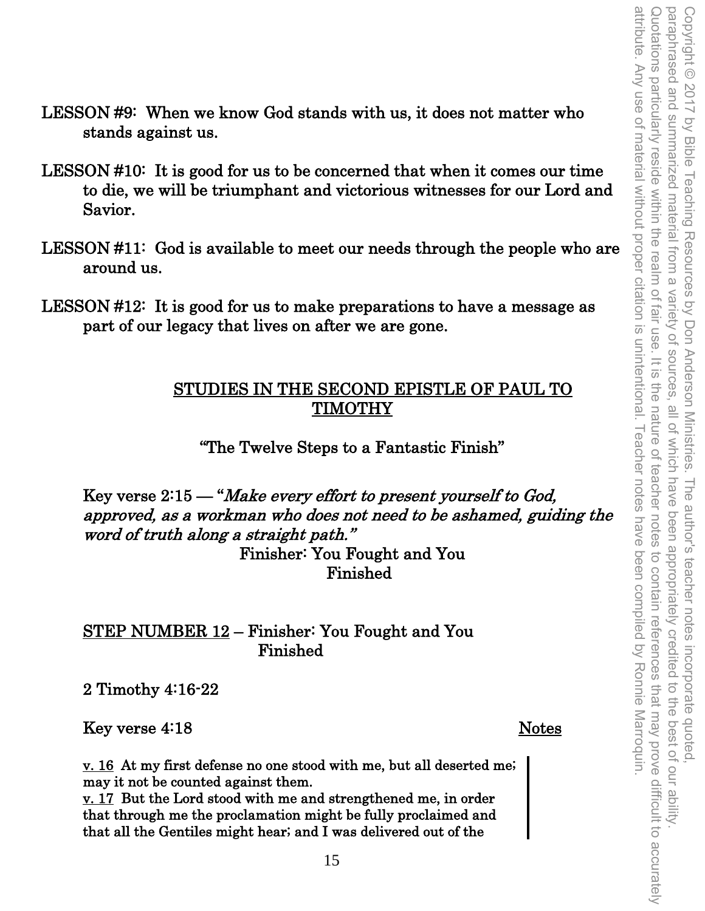LESSON #9: When we know God stands with us, it does not matter who stands against us.

LESSON #10: It is good for us to be concerned that when it comes our time to die, we will be triumphant and victorious witnesses for our Lord and Savior.

LESSON #11: God is available to meet our needs through the people who are around us.

LESSON #12: It is good for us to make preparations to have a message as part of our legacy that lives on after we are gone.

## STUDIES IN THE SECOND EPISTLE OF PAUL TO TIMOTHY

**"The Twelve Steps to a Fantastic Finish"**

Key verse 2:15 — "*Make every effort to present yourself to God, approved, as a workman who does not need to be ashamed, guiding the word of truth along a straight path.*"

Finisher: You Fought and You Finished

STEP NUMBER 12 – Finisher: You Fought and You Finished

2 Timothy 4:16-22

Key verse 4:18

Notes

v. 16 At my first defense no one stood with me, but all deserted me; may it not be counted against them.
v. 17 But the Lord stood with me and strengthened me, in order that through me the proclamation might be fully proclaimed and that all the Gentiles might hear; and I was delivered out of the

Copyright © 2017 by Bible Teaching Resources by Don Anderson Ministries. The author's teacher notes incorporate quoted, paraphrased and summarized material from a variety of sources, all of which have been appropriately credited to the best of our ability. Quotations particularly reside within the realm of fair use. It is the nature of teacher notes to contain references that may prove difficult to accurately attribute. Any use of material without proper citation is unintentional. Teacher notes have been compiled by Ronnie Marroquin.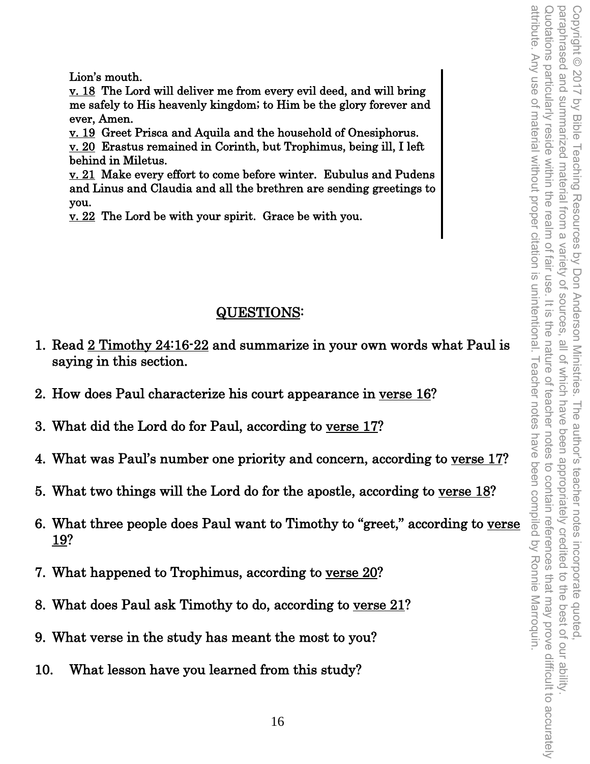Lion's mouth.

v. 18 The Lord will deliver me from every evil deed, and will bring me safely to His heavenly kingdom; to Him be the glory forever and ever, Amen.

v. 19 Greet Prisca and Aquila and the household of Onesiphorus.

v. 20 Erastus remained in Corinth, but Trophimus, being ill, I left behind in Miletus.

v. 21 Make every effort to come before winter. Eubulus and Pudens and Linus and Claudia and all the brethren are sending greetings to you.

v. 22 The Lord be with your spirit. Grace be with you.

## QUESTIONS:

1. Read 2 Timothy 24:16-22 and summarize in your own words what Paul is saying in this section.
2. How does Paul characterize his court appearance in verse 16?
3. What did the Lord do for Paul, according to verse 17?
4. What was Paul's number one priority and concern, according to verse 17?
5. What two things will the Lord do for the apostle, according to verse 18?
6. What three people does Paul want to Timothy to "greet," according to verse 19?
7. What happened to Trophimus, according to verse 20?
8. What does Paul ask Timothy to do, according to verse 21?
9. What verse in the study has meant the most to you?
10. What lesson have you learned from this study?

Copyright © 2017 by Bible Teaching Resources by Don Anderson Ministries. The author's teacher notes incorporate quoted, paraphrased and summarized material from a variety of sources, all of which have been appropriately credited to the best of our ability. Quotations particularly reside within the realm of fair use. It is the nature of teacher notes to contain references that may prove difficult to accurately attribute. Any use of material without proper citation is unintentional. Teacher notes have been compiled by Ronnie Marroquin.